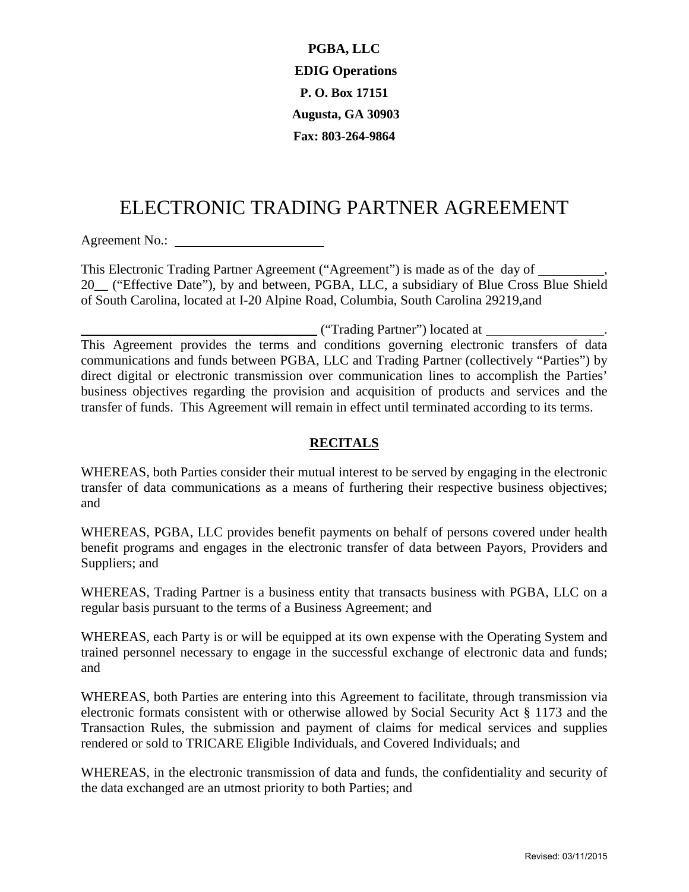**PGBA, LLC**

**EDIG Operations**

**P. O. Box 17151**

**Augusta, GA 30903**

**Fax: 803-264-9864**

# ELECTRONIC TRADING PARTNER AGREEMENT

Agreement No.: ______________________

This Electronic Trading Partner Agreement ("Agreement") is made as of the day of __________, 20__ ("Effective Date"), by and between, PGBA, LLC, a subsidiary of Blue Cross Blue Shield of South Carolina, located at I-20 Alpine Road, Columbia, South Carolina 29219,and

____________________________________ ("Trading Partner") located at _________________.
This Agreement provides the terms and conditions governing electronic transfers of data communications and funds between PGBA, LLC and Trading Partner (collectively "Parties") by direct digital or electronic transmission over communication lines to accomplish the Parties' business objectives regarding the provision and acquisition of products and services and the transfer of funds. This Agreement will remain in effect until terminated according to its terms.

## RECITALS

WHEREAS, both Parties consider their mutual interest to be served by engaging in the electronic transfer of data communications as a means of furthering their respective business objectives; and

WHEREAS, PGBA, LLC provides benefit payments on behalf of persons covered under health benefit programs and engages in the electronic transfer of data between Payors, Providers and Suppliers; and

WHEREAS, Trading Partner is a business entity that transacts business with PGBA, LLC on a regular basis pursuant to the terms of a Business Agreement; and

WHEREAS, each Party is or will be equipped at its own expense with the Operating System and trained personnel necessary to engage in the successful exchange of electronic data and funds; and

WHEREAS, both Parties are entering into this Agreement to facilitate, through transmission via electronic formats consistent with or otherwise allowed by Social Security Act § 1173 and the Transaction Rules, the submission and payment of claims for medical services and supplies rendered or sold to TRICARE Eligible Individuals, and Covered Individuals; and

WHEREAS, in the electronic transmission of data and funds, the confidentiality and security of the data exchanged are an utmost priority to both Parties; and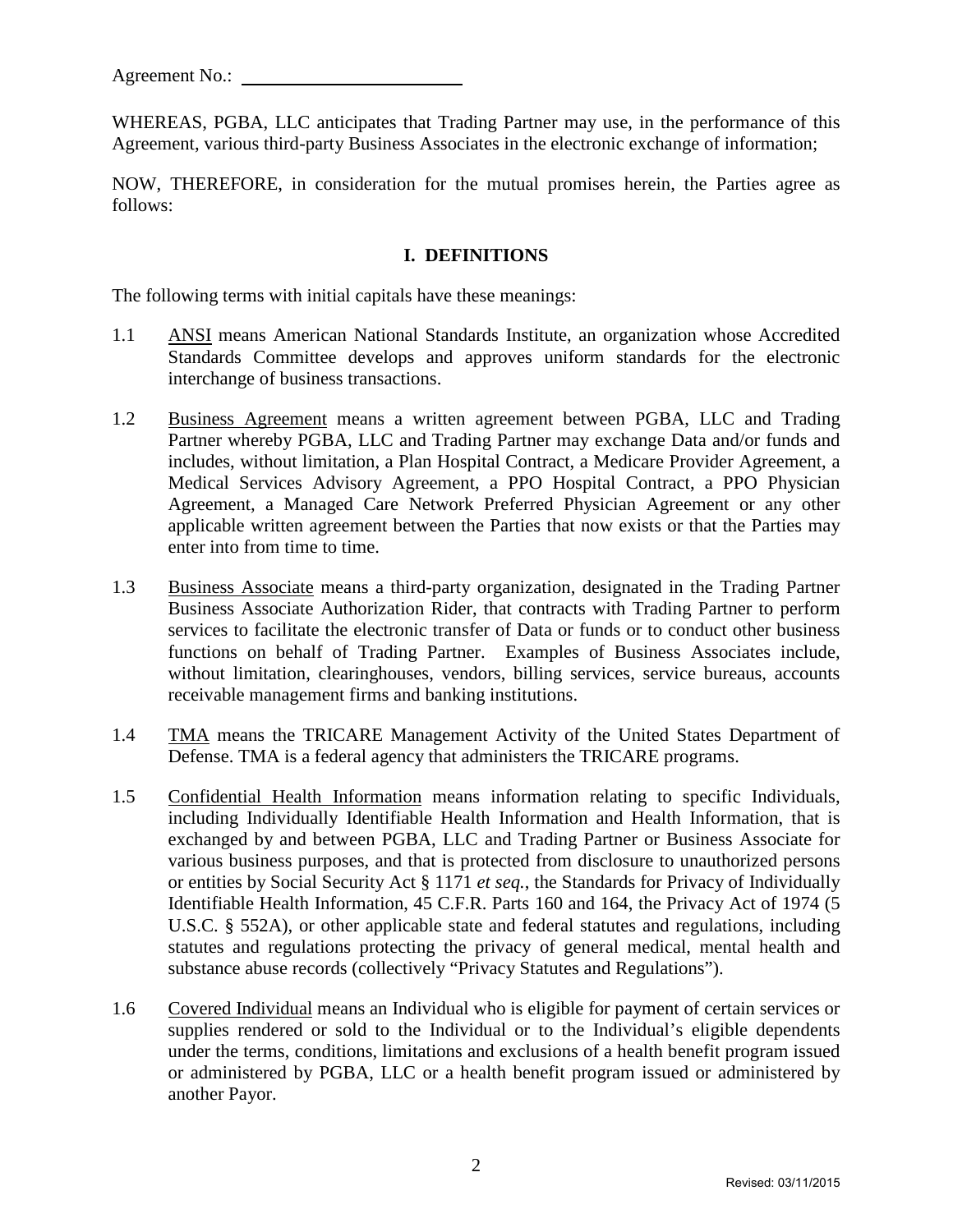Agreement No.: ____________________

WHEREAS, PGBA, LLC anticipates that Trading Partner may use, in the performance of this Agreement, various third-party Business Associates in the electronic exchange of information;

NOW, THEREFORE, in consideration for the mutual promises herein, the Parties agree as follows:

## I. DEFINITIONS

The following terms with initial capitals have these meanings:

1.1 ANSI means American National Standards Institute, an organization whose Accredited Standards Committee develops and approves uniform standards for the electronic interchange of business transactions.

1.2 Business Agreement means a written agreement between PGBA, LLC and Trading Partner whereby PGBA, LLC and Trading Partner may exchange Data and/or funds and includes, without limitation, a Plan Hospital Contract, a Medicare Provider Agreement, a Medical Services Advisory Agreement, a PPO Hospital Contract, a PPO Physician Agreement, a Managed Care Network Preferred Physician Agreement or any other applicable written agreement between the Parties that now exists or that the Parties may enter into from time to time.

1.3 Business Associate means a third-party organization, designated in the Trading Partner Business Associate Authorization Rider, that contracts with Trading Partner to perform services to facilitate the electronic transfer of Data or funds or to conduct other business functions on behalf of Trading Partner. Examples of Business Associates include, without limitation, clearinghouses, vendors, billing services, service bureaus, accounts receivable management firms and banking institutions.

1.4 TMA means the TRICARE Management Activity of the United States Department of Defense. TMA is a federal agency that administers the TRICARE programs.

1.5 Confidential Health Information means information relating to specific Individuals, including Individually Identifiable Health Information and Health Information, that is exchanged by and between PGBA, LLC and Trading Partner or Business Associate for various business purposes, and that is protected from disclosure to unauthorized persons or entities by Social Security Act § 1171 *et seq.*, the Standards for Privacy of Individually Identifiable Health Information, 45 C.F.R. Parts 160 and 164, the Privacy Act of 1974 (5 U.S.C. § 552A), or other applicable state and federal statutes and regulations, including statutes and regulations protecting the privacy of general medical, mental health and substance abuse records (collectively "Privacy Statutes and Regulations").

1.6 Covered Individual means an Individual who is eligible for payment of certain services or supplies rendered or sold to the Individual or to the Individual's eligible dependents under the terms, conditions, limitations and exclusions of a health benefit program issued or administered by PGBA, LLC or a health benefit program issued or administered by another Payor.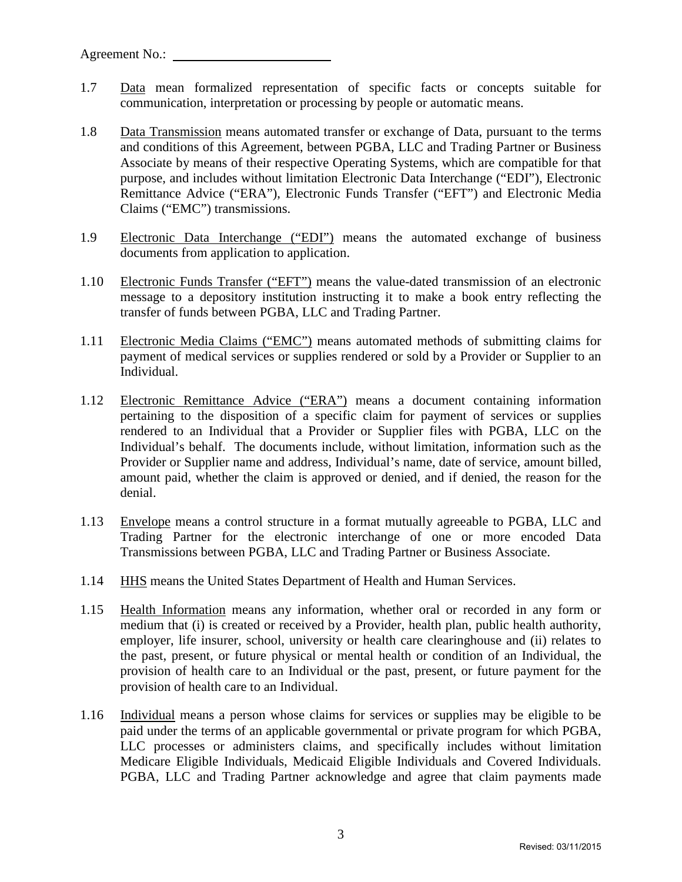Agreement No.: ________________________

1.7 Data mean formalized representation of specific facts or concepts suitable for communication, interpretation or processing by people or automatic means.

1.8 Data Transmission means automated transfer or exchange of Data, pursuant to the terms and conditions of this Agreement, between PGBA, LLC and Trading Partner or Business Associate by means of their respective Operating Systems, which are compatible for that purpose, and includes without limitation Electronic Data Interchange ("EDI"), Electronic Remittance Advice ("ERA"), Electronic Funds Transfer ("EFT") and Electronic Media Claims ("EMC") transmissions.

1.9 Electronic Data Interchange ("EDI") means the automated exchange of business documents from application to application.

1.10 Electronic Funds Transfer ("EFT") means the value-dated transmission of an electronic message to a depository institution instructing it to make a book entry reflecting the transfer of funds between PGBA, LLC and Trading Partner.

1.11 Electronic Media Claims ("EMC") means automated methods of submitting claims for payment of medical services or supplies rendered or sold by a Provider or Supplier to an Individual.

1.12 Electronic Remittance Advice ("ERA") means a document containing information pertaining to the disposition of a specific claim for payment of services or supplies rendered to an Individual that a Provider or Supplier files with PGBA, LLC on the Individual's behalf. The documents include, without limitation, information such as the Provider or Supplier name and address, Individual's name, date of service, amount billed, amount paid, whether the claim is approved or denied, and if denied, the reason for the denial.

1.13 Envelope means a control structure in a format mutually agreeable to PGBA, LLC and Trading Partner for the electronic interchange of one or more encoded Data Transmissions between PGBA, LLC and Trading Partner or Business Associate.

1.14 HHS means the United States Department of Health and Human Services.

1.15 Health Information means any information, whether oral or recorded in any form or medium that (i) is created or received by a Provider, health plan, public health authority, employer, life insurer, school, university or health care clearinghouse and (ii) relates to the past, present, or future physical or mental health or condition of an Individual, the provision of health care to an Individual or the past, present, or future payment for the provision of health care to an Individual.

1.16 Individual means a person whose claims for services or supplies may be eligible to be paid under the terms of an applicable governmental or private program for which PGBA, LLC processes or administers claims, and specifically includes without limitation Medicare Eligible Individuals, Medicaid Eligible Individuals and Covered Individuals. PGBA, LLC and Trading Partner acknowledge and agree that claim payments made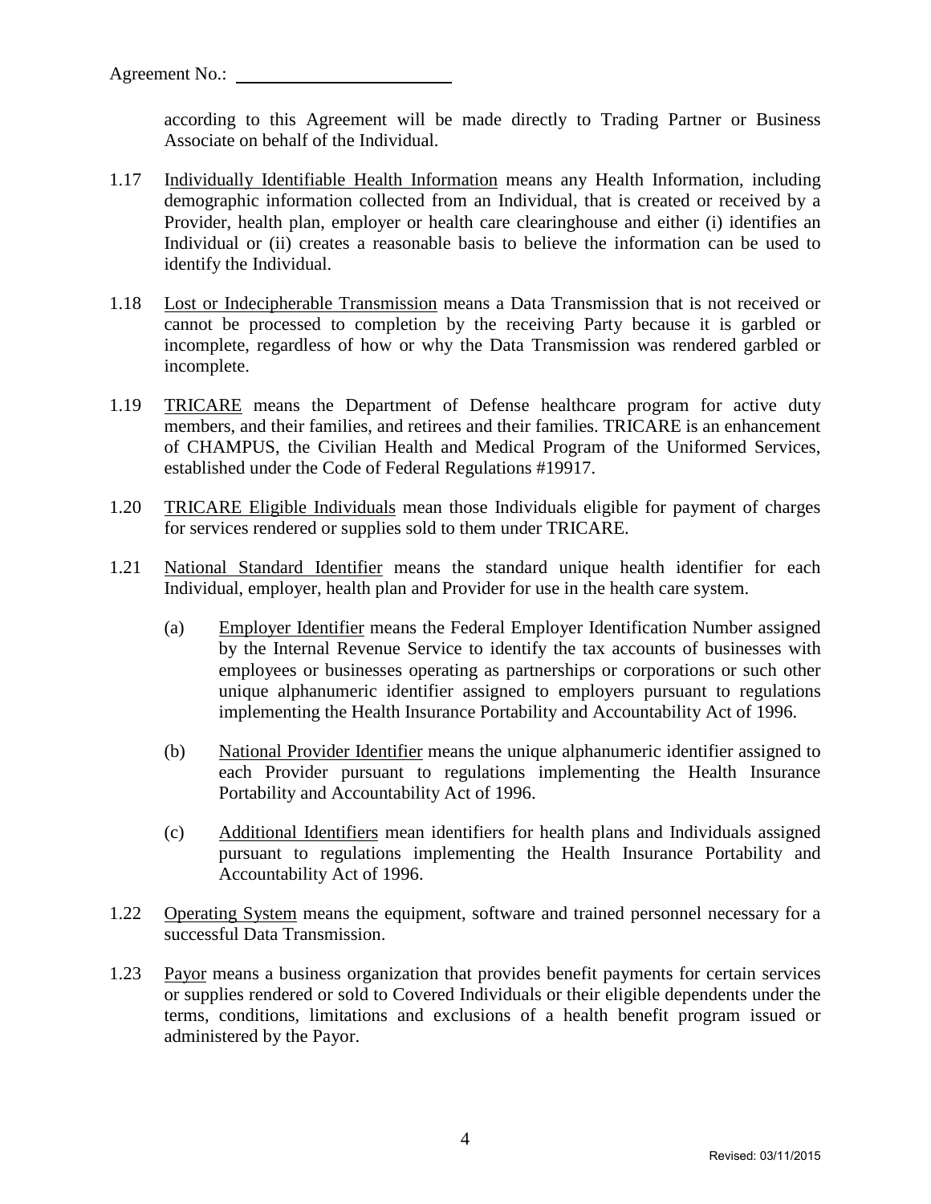Agreement No.: ______________________

according to this Agreement will be made directly to Trading Partner or Business Associate on behalf of the Individual.

1.17 Individually Identifiable Health Information means any Health Information, including demographic information collected from an Individual, that is created or received by a Provider, health plan, employer or health care clearinghouse and either (i) identifies an Individual or (ii) creates a reasonable basis to believe the information can be used to identify the Individual.

1.18 Lost or Indecipherable Transmission means a Data Transmission that is not received or cannot be processed to completion by the receiving Party because it is garbled or incomplete, regardless of how or why the Data Transmission was rendered garbled or incomplete.

1.19 TRICARE means the Department of Defense healthcare program for active duty members, and their families, and retirees and their families. TRICARE is an enhancement of CHAMPUS, the Civilian Health and Medical Program of the Uniformed Services, established under the Code of Federal Regulations #19917.

1.20 TRICARE Eligible Individuals mean those Individuals eligible for payment of charges for services rendered or supplies sold to them under TRICARE.

1.21 National Standard Identifier means the standard unique health identifier for each Individual, employer, health plan and Provider for use in the health care system.

(a) Employer Identifier means the Federal Employer Identification Number assigned by the Internal Revenue Service to identify the tax accounts of businesses with employees or businesses operating as partnerships or corporations or such other unique alphanumeric identifier assigned to employers pursuant to regulations implementing the Health Insurance Portability and Accountability Act of 1996.

(b) National Provider Identifier means the unique alphanumeric identifier assigned to each Provider pursuant to regulations implementing the Health Insurance Portability and Accountability Act of 1996.

(c) Additional Identifiers mean identifiers for health plans and Individuals assigned pursuant to regulations implementing the Health Insurance Portability and Accountability Act of 1996.

1.22 Operating System means the equipment, software and trained personnel necessary for a successful Data Transmission.

1.23 Payor means a business organization that provides benefit payments for certain services or supplies rendered or sold to Covered Individuals or their eligible dependents under the terms, conditions, limitations and exclusions of a health benefit program issued or administered by the Payor.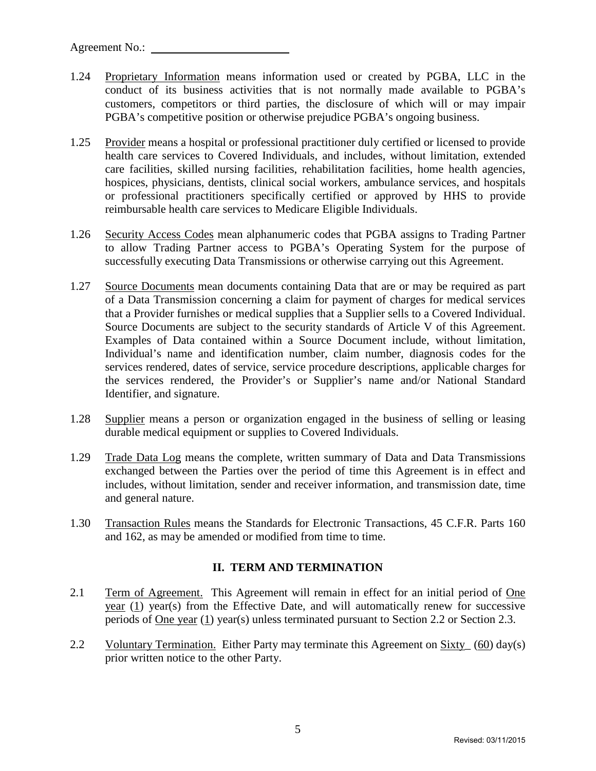Agreement No.: ________________________

1.24 Proprietary Information means information used or created by PGBA, LLC in the conduct of its business activities that is not normally made available to PGBA's customers, competitors or third parties, the disclosure of which will or may impair PGBA's competitive position or otherwise prejudice PGBA's ongoing business.

1.25 Provider means a hospital or professional practitioner duly certified or licensed to provide health care services to Covered Individuals, and includes, without limitation, extended care facilities, skilled nursing facilities, rehabilitation facilities, home health agencies, hospices, physicians, dentists, clinical social workers, ambulance services, and hospitals or professional practitioners specifically certified or approved by HHS to provide reimbursable health care services to Medicare Eligible Individuals.

1.26 Security Access Codes mean alphanumeric codes that PGBA assigns to Trading Partner to allow Trading Partner access to PGBA's Operating System for the purpose of successfully executing Data Transmissions or otherwise carrying out this Agreement.

1.27 Source Documents mean documents containing Data that are or may be required as part of a Data Transmission concerning a claim for payment of charges for medical services that a Provider furnishes or medical supplies that a Supplier sells to a Covered Individual. Source Documents are subject to the security standards of Article V of this Agreement. Examples of Data contained within a Source Document include, without limitation, Individual's name and identification number, claim number, diagnosis codes for the services rendered, dates of service, service procedure descriptions, applicable charges for the services rendered, the Provider's or Supplier's name and/or National Standard Identifier, and signature.

1.28 Supplier means a person or organization engaged in the business of selling or leasing durable medical equipment or supplies to Covered Individuals.

1.29 Trade Data Log means the complete, written summary of Data and Data Transmissions exchanged between the Parties over the period of time this Agreement is in effect and includes, without limitation, sender and receiver information, and transmission date, time and general nature.

1.30 Transaction Rules means the Standards for Electronic Transactions, 45 C.F.R. Parts 160 and 162, as may be amended or modified from time to time.

## II. TERM AND TERMINATION

2.1 Term of Agreement. This Agreement will remain in effect for an initial period of One year (1) year(s) from the Effective Date, and will automatically renew for successive periods of One year (1) year(s) unless terminated pursuant to Section 2.2 or Section 2.3.

2.2 Voluntary Termination. Either Party may terminate this Agreement on Sixty (60) day(s) prior written notice to the other Party.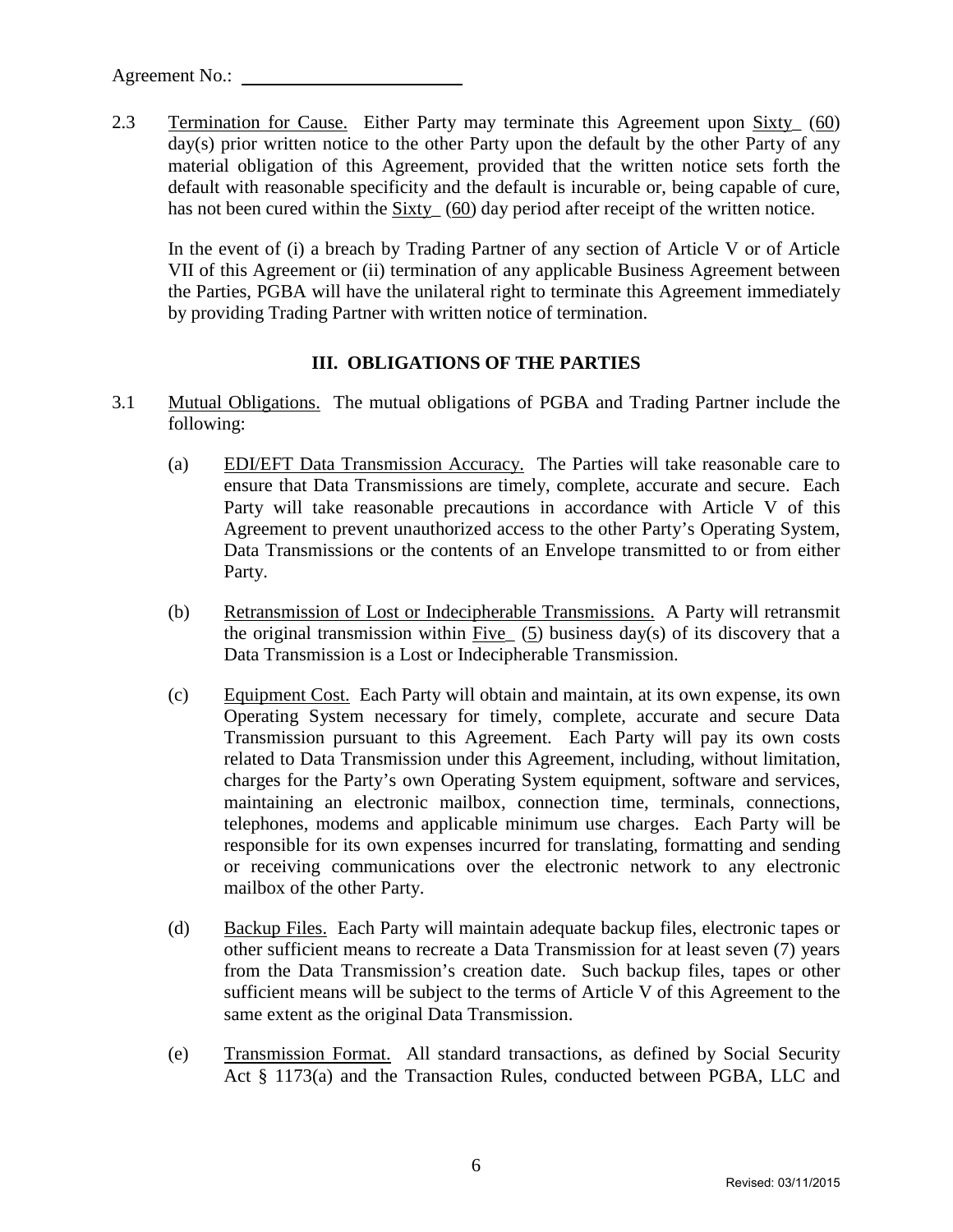Agreement No.: ________________________

2.3 Termination for Cause. Either Party may terminate this Agreement upon Sixty_ (60) day(s) prior written notice to the other Party upon the default by the other Party of any material obligation of this Agreement, provided that the written notice sets forth the default with reasonable specificity and the default is incurable or, being capable of cure, has not been cured within the Sixty_ (60) day period after receipt of the written notice.

In the event of (i) a breach by Trading Partner of any section of Article V or of Article VII of this Agreement or (ii) termination of any applicable Business Agreement between the Parties, PGBA will have the unilateral right to terminate this Agreement immediately by providing Trading Partner with written notice of termination.

## III. OBLIGATIONS OF THE PARTIES

3.1 Mutual Obligations. The mutual obligations of PGBA and Trading Partner include the following:

(a) EDI/EFT Data Transmission Accuracy. The Parties will take reasonable care to ensure that Data Transmissions are timely, complete, accurate and secure. Each Party will take reasonable precautions in accordance with Article V of this Agreement to prevent unauthorized access to the other Party's Operating System, Data Transmissions or the contents of an Envelope transmitted to or from either Party.

(b) Retransmission of Lost or Indecipherable Transmissions. A Party will retransmit the original transmission within Five_ (5) business day(s) of its discovery that a Data Transmission is a Lost or Indecipherable Transmission.

(c) Equipment Cost. Each Party will obtain and maintain, at its own expense, its own Operating System necessary for timely, complete, accurate and secure Data Transmission pursuant to this Agreement. Each Party will pay its own costs related to Data Transmission under this Agreement, including, without limitation, charges for the Party's own Operating System equipment, software and services, maintaining an electronic mailbox, connection time, terminals, connections, telephones, modems and applicable minimum use charges. Each Party will be responsible for its own expenses incurred for translating, formatting and sending or receiving communications over the electronic network to any electronic mailbox of the other Party.

(d) Backup Files. Each Party will maintain adequate backup files, electronic tapes or other sufficient means to recreate a Data Transmission for at least seven (7) years from the Data Transmission's creation date. Such backup files, tapes or other sufficient means will be subject to the terms of Article V of this Agreement to the same extent as the original Data Transmission.

(e) Transmission Format. All standard transactions, as defined by Social Security Act § 1173(a) and the Transaction Rules, conducted between PGBA, LLC and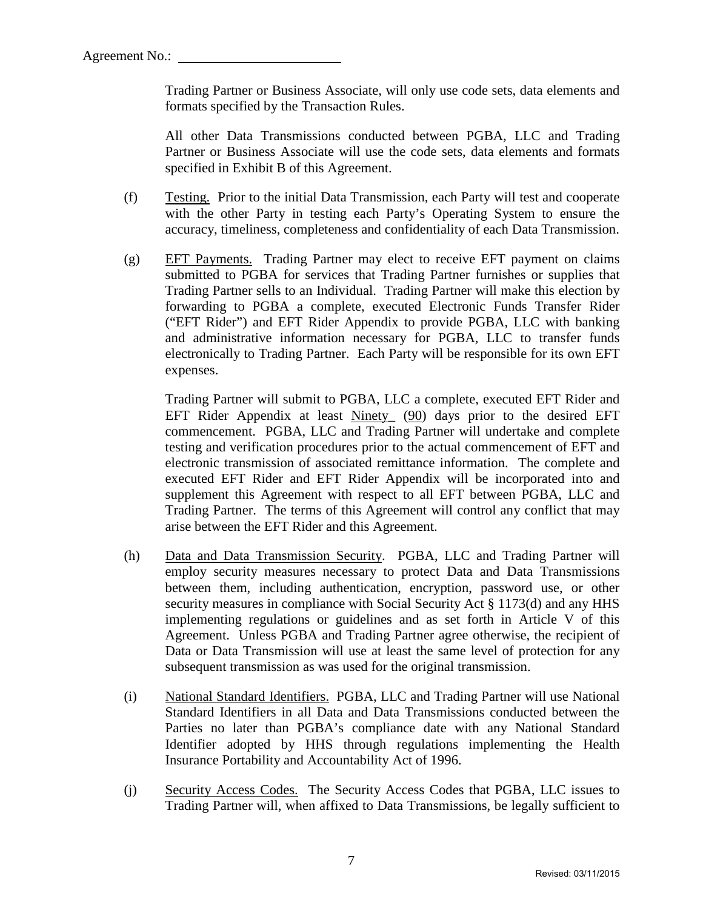Agreement No.: ________________________

Trading Partner or Business Associate, will only use code sets, data elements and formats specified by the Transaction Rules.

All other Data Transmissions conducted between PGBA, LLC and Trading Partner or Business Associate will use the code sets, data elements and formats specified in Exhibit B of this Agreement.

(f) Testing. Prior to the initial Data Transmission, each Party will test and cooperate with the other Party in testing each Party's Operating System to ensure the accuracy, timeliness, completeness and confidentiality of each Data Transmission.

(g) EFT Payments. Trading Partner may elect to receive EFT payment on claims submitted to PGBA for services that Trading Partner furnishes or supplies that Trading Partner sells to an Individual. Trading Partner will make this election by forwarding to PGBA a complete, executed Electronic Funds Transfer Rider ("EFT Rider") and EFT Rider Appendix to provide PGBA, LLC with banking and administrative information necessary for PGBA, LLC to transfer funds electronically to Trading Partner. Each Party will be responsible for its own EFT expenses.

Trading Partner will submit to PGBA, LLC a complete, executed EFT Rider and EFT Rider Appendix at least Ninety (90) days prior to the desired EFT commencement. PGBA, LLC and Trading Partner will undertake and complete testing and verification procedures prior to the actual commencement of EFT and electronic transmission of associated remittance information. The complete and executed EFT Rider and EFT Rider Appendix will be incorporated into and supplement this Agreement with respect to all EFT between PGBA, LLC and Trading Partner. The terms of this Agreement will control any conflict that may arise between the EFT Rider and this Agreement.

(h) Data and Data Transmission Security. PGBA, LLC and Trading Partner will employ security measures necessary to protect Data and Data Transmissions between them, including authentication, encryption, password use, or other security measures in compliance with Social Security Act § 1173(d) and any HHS implementing regulations or guidelines and as set forth in Article V of this Agreement. Unless PGBA and Trading Partner agree otherwise, the recipient of Data or Data Transmission will use at least the same level of protection for any subsequent transmission as was used for the original transmission.

(i) National Standard Identifiers. PGBA, LLC and Trading Partner will use National Standard Identifiers in all Data and Data Transmissions conducted between the Parties no later than PGBA's compliance date with any National Standard Identifier adopted by HHS through regulations implementing the Health Insurance Portability and Accountability Act of 1996.

(j) Security Access Codes. The Security Access Codes that PGBA, LLC issues to Trading Partner will, when affixed to Data Transmissions, be legally sufficient to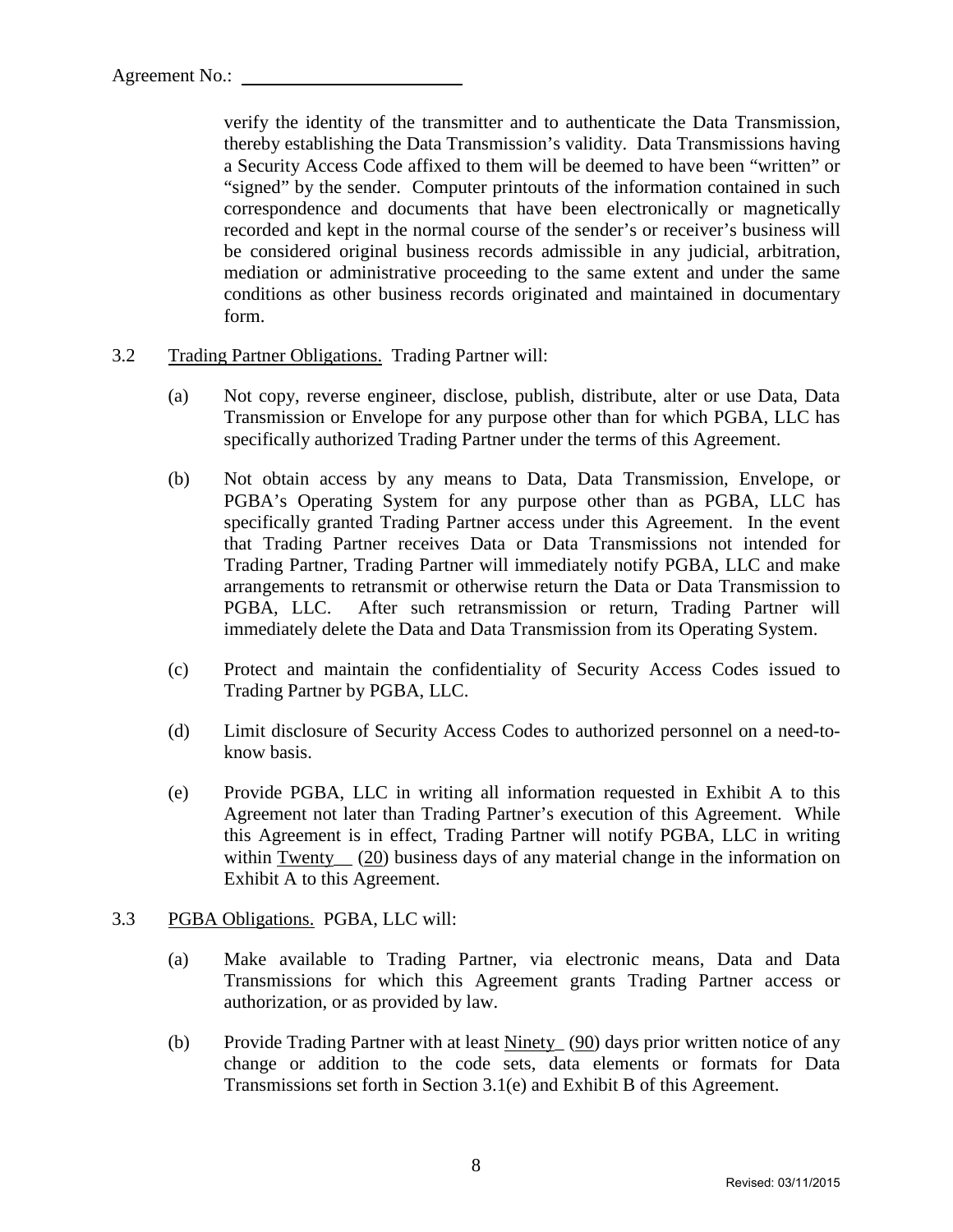verify the identity of the transmitter and to authenticate the Data Transmission, thereby establishing the Data Transmission's validity. Data Transmissions having a Security Access Code affixed to them will be deemed to have been "written" or "signed" by the sender. Computer printouts of the information contained in such correspondence and documents that have been electronically or magnetically recorded and kept in the normal course of the sender's or receiver's business will be considered original business records admissible in any judicial, arbitration, mediation or administrative proceeding to the same extent and under the same conditions as other business records originated and maintained in documentary form.

3.2 Trading Partner Obligations. Trading Partner will:

(a) Not copy, reverse engineer, disclose, publish, distribute, alter or use Data, Data Transmission or Envelope for any purpose other than for which PGBA, LLC has specifically authorized Trading Partner under the terms of this Agreement.

(b) Not obtain access by any means to Data, Data Transmission, Envelope, or PGBA's Operating System for any purpose other than as PGBA, LLC has specifically granted Trading Partner access under this Agreement. In the event that Trading Partner receives Data or Data Transmissions not intended for Trading Partner, Trading Partner will immediately notify PGBA, LLC and make arrangements to retransmit or otherwise return the Data or Data Transmission to PGBA, LLC. After such retransmission or return, Trading Partner will immediately delete the Data and Data Transmission from its Operating System.

(c) Protect and maintain the confidentiality of Security Access Codes issued to Trading Partner by PGBA, LLC.

(d) Limit disclosure of Security Access Codes to authorized personnel on a need-to-know basis.

(e) Provide PGBA, LLC in writing all information requested in Exhibit A to this Agreement not later than Trading Partner's execution of this Agreement. While this Agreement is in effect, Trading Partner will notify PGBA, LLC in writing within Twenty (20) business days of any material change in the information on Exhibit A to this Agreement.

3.3 PGBA Obligations. PGBA, LLC will:

(a) Make available to Trading Partner, via electronic means, Data and Data Transmissions for which this Agreement grants Trading Partner access or authorization, or as provided by law.

(b) Provide Trading Partner with at least Ninety (90) days prior written notice of any change or addition to the code sets, data elements or formats for Data Transmissions set forth in Section 3.1(e) and Exhibit B of this Agreement.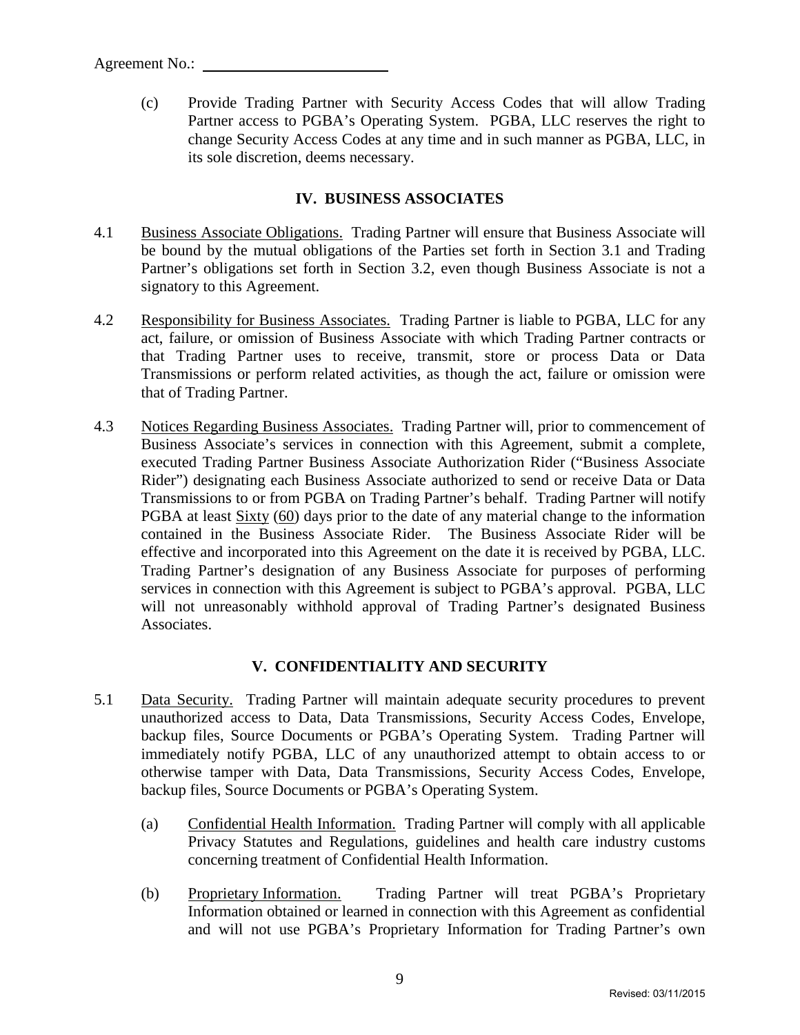Agreement No.: ________________________

(c) Provide Trading Partner with Security Access Codes that will allow Trading Partner access to PGBA's Operating System. PGBA, LLC reserves the right to change Security Access Codes at any time and in such manner as PGBA, LLC, in its sole discretion, deems necessary.

## IV. BUSINESS ASSOCIATES

4.1 Business Associate Obligations. Trading Partner will ensure that Business Associate will be bound by the mutual obligations of the Parties set forth in Section 3.1 and Trading Partner's obligations set forth in Section 3.2, even though Business Associate is not a signatory to this Agreement.

4.2 Responsibility for Business Associates. Trading Partner is liable to PGBA, LLC for any act, failure, or omission of Business Associate with which Trading Partner contracts or that Trading Partner uses to receive, transmit, store or process Data or Data Transmissions or perform related activities, as though the act, failure or omission were that of Trading Partner.

4.3 Notices Regarding Business Associates. Trading Partner will, prior to commencement of Business Associate's services in connection with this Agreement, submit a complete, executed Trading Partner Business Associate Authorization Rider ("Business Associate Rider") designating each Business Associate authorized to send or receive Data or Data Transmissions to or from PGBA on Trading Partner's behalf. Trading Partner will notify PGBA at least Sixty (60) days prior to the date of any material change to the information contained in the Business Associate Rider. The Business Associate Rider will be effective and incorporated into this Agreement on the date it is received by PGBA, LLC. Trading Partner's designation of any Business Associate for purposes of performing services in connection with this Agreement is subject to PGBA's approval. PGBA, LLC will not unreasonably withhold approval of Trading Partner's designated Business Associates.

## V. CONFIDENTIALITY AND SECURITY

5.1 Data Security. Trading Partner will maintain adequate security procedures to prevent unauthorized access to Data, Data Transmissions, Security Access Codes, Envelope, backup files, Source Documents or PGBA's Operating System. Trading Partner will immediately notify PGBA, LLC of any unauthorized attempt to obtain access to or otherwise tamper with Data, Data Transmissions, Security Access Codes, Envelope, backup files, Source Documents or PGBA's Operating System.

(a) Confidential Health Information. Trading Partner will comply with all applicable Privacy Statutes and Regulations, guidelines and health care industry customs concerning treatment of Confidential Health Information.

(b) Proprietary Information. Trading Partner will treat PGBA's Proprietary Information obtained or learned in connection with this Agreement as confidential and will not use PGBA's Proprietary Information for Trading Partner's own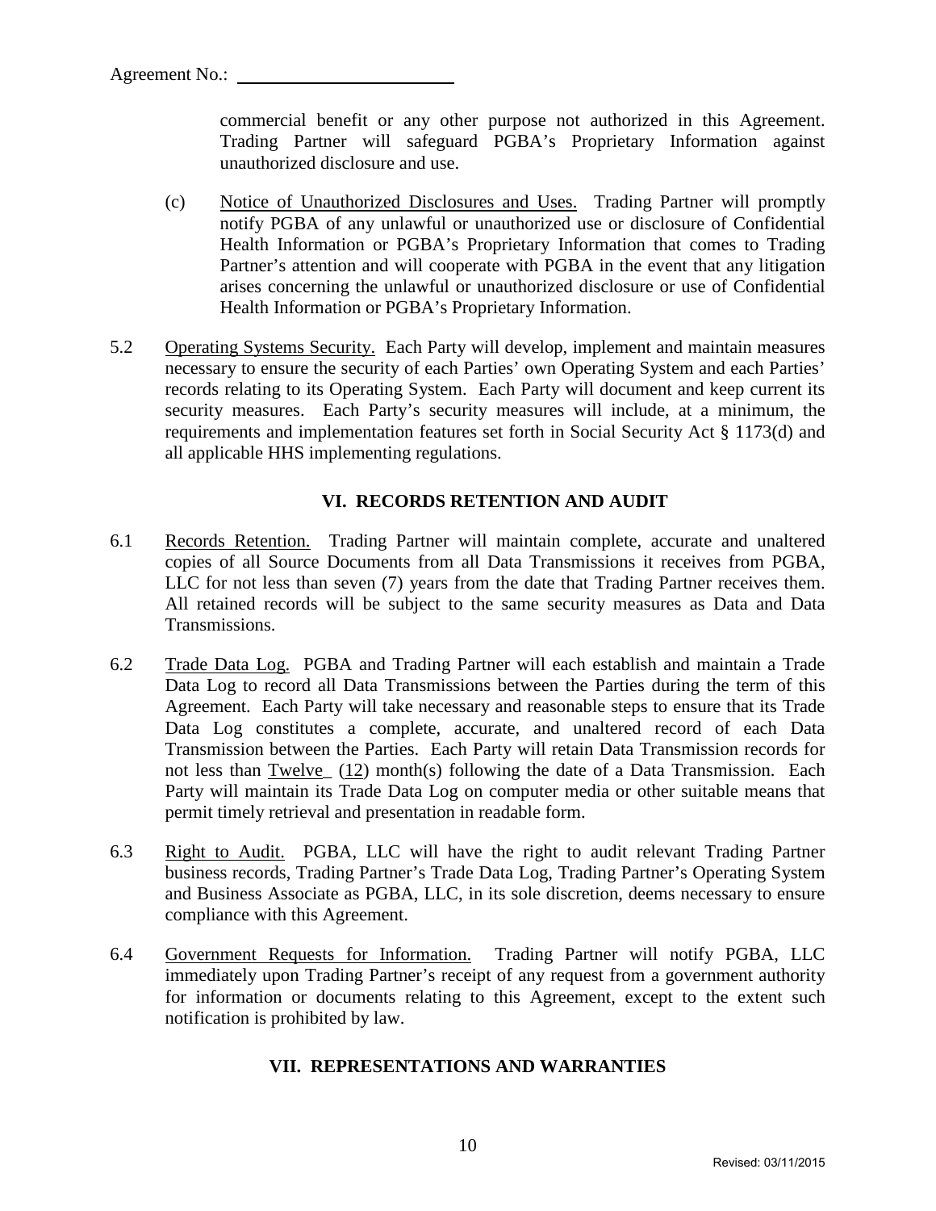Agreement No.: ________________________

commercial benefit or any other purpose not authorized in this Agreement. Trading Partner will safeguard PGBA's Proprietary Information against unauthorized disclosure and use.

(c) Notice of Unauthorized Disclosures and Uses. Trading Partner will promptly notify PGBA of any unlawful or unauthorized use or disclosure of Confidential Health Information or PGBA's Proprietary Information that comes to Trading Partner's attention and will cooperate with PGBA in the event that any litigation arises concerning the unlawful or unauthorized disclosure or use of Confidential Health Information or PGBA's Proprietary Information.

5.2 Operating Systems Security. Each Party will develop, implement and maintain measures necessary to ensure the security of each Parties' own Operating System and each Parties' records relating to its Operating System. Each Party will document and keep current its security measures. Each Party's security measures will include, at a minimum, the requirements and implementation features set forth in Social Security Act § 1173(d) and all applicable HHS implementing regulations.

## VI. RECORDS RETENTION AND AUDIT

6.1 Records Retention. Trading Partner will maintain complete, accurate and unaltered copies of all Source Documents from all Data Transmissions it receives from PGBA, LLC for not less than seven (7) years from the date that Trading Partner receives them. All retained records will be subject to the same security measures as Data and Data Transmissions.

6.2 Trade Data Log. PGBA and Trading Partner will each establish and maintain a Trade Data Log to record all Data Transmissions between the Parties during the term of this Agreement. Each Party will take necessary and reasonable steps to ensure that its Trade Data Log constitutes a complete, accurate, and unaltered record of each Data Transmission between the Parties. Each Party will retain Data Transmission records for not less than Twelve_ (12) month(s) following the date of a Data Transmission. Each Party will maintain its Trade Data Log on computer media or other suitable means that permit timely retrieval and presentation in readable form.

6.3 Right to Audit. PGBA, LLC will have the right to audit relevant Trading Partner business records, Trading Partner's Trade Data Log, Trading Partner's Operating System and Business Associate as PGBA, LLC, in its sole discretion, deems necessary to ensure compliance with this Agreement.

6.4 Government Requests for Information. Trading Partner will notify PGBA, LLC immediately upon Trading Partner's receipt of any request from a government authority for information or documents relating to this Agreement, except to the extent such notification is prohibited by law.

## VII. REPRESENTATIONS AND WARRANTIES

Revised: 03/11/2015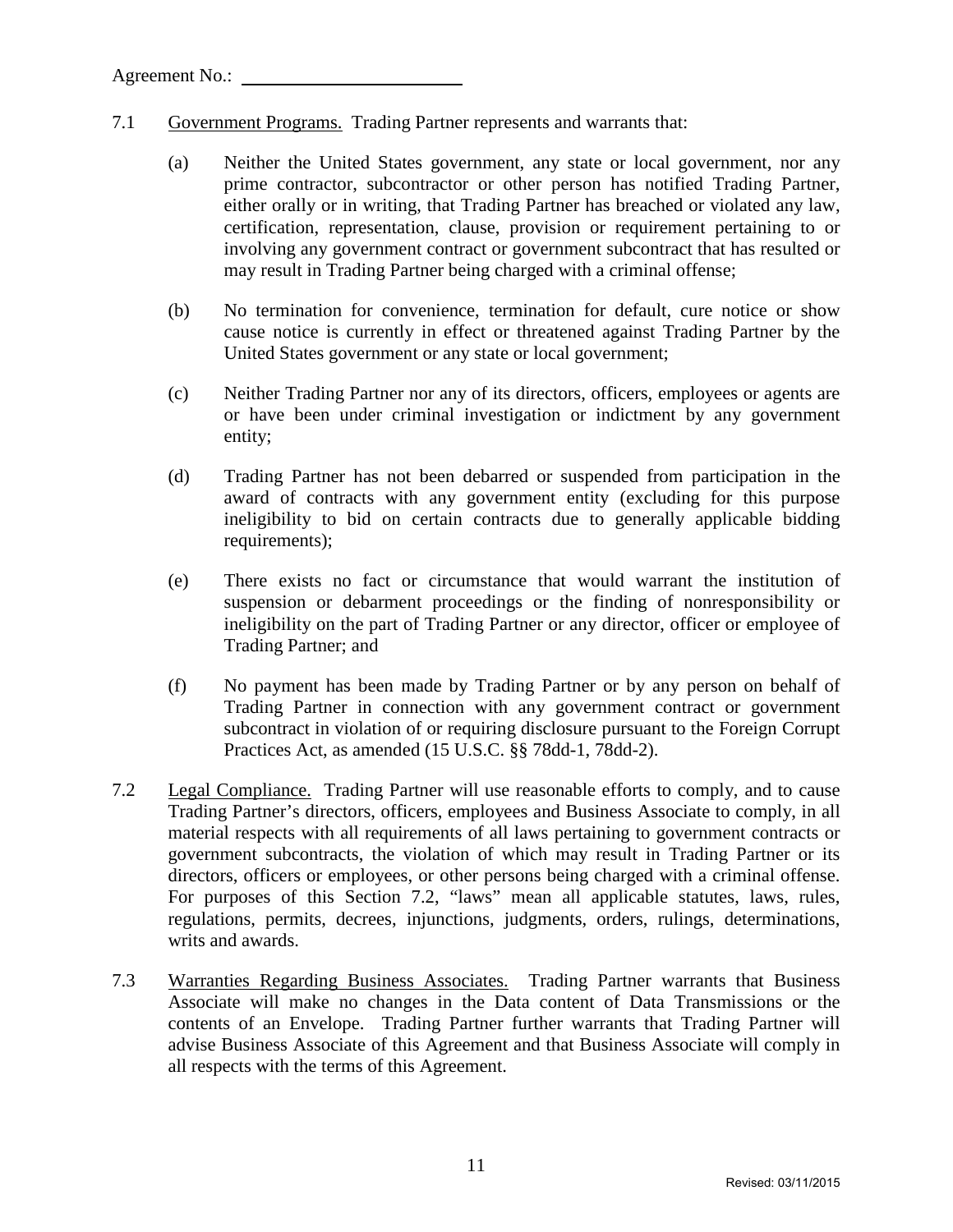Agreement No.: ________________________

7.1 Government Programs. Trading Partner represents and warrants that:

(a) Neither the United States government, any state or local government, nor any prime contractor, subcontractor or other person has notified Trading Partner, either orally or in writing, that Trading Partner has breached or violated any law, certification, representation, clause, provision or requirement pertaining to or involving any government contract or government subcontract that has resulted or may result in Trading Partner being charged with a criminal offense;

(b) No termination for convenience, termination for default, cure notice or show cause notice is currently in effect or threatened against Trading Partner by the United States government or any state or local government;

(c) Neither Trading Partner nor any of its directors, officers, employees or agents are or have been under criminal investigation or indictment by any government entity;

(d) Trading Partner has not been debarred or suspended from participation in the award of contracts with any government entity (excluding for this purpose ineligibility to bid on certain contracts due to generally applicable bidding requirements);

(e) There exists no fact or circumstance that would warrant the institution of suspension or debarment proceedings or the finding of nonresponsibility or ineligibility on the part of Trading Partner or any director, officer or employee of Trading Partner; and

(f) No payment has been made by Trading Partner or by any person on behalf of Trading Partner in connection with any government contract or government subcontract in violation of or requiring disclosure pursuant to the Foreign Corrupt Practices Act, as amended (15 U.S.C. §§ 78dd-1, 78dd-2).

7.2 Legal Compliance. Trading Partner will use reasonable efforts to comply, and to cause Trading Partner's directors, officers, employees and Business Associate to comply, in all material respects with all requirements of all laws pertaining to government contracts or government subcontracts, the violation of which may result in Trading Partner or its directors, officers or employees, or other persons being charged with a criminal offense. For purposes of this Section 7.2, "laws" mean all applicable statutes, laws, rules, regulations, permits, decrees, injunctions, judgments, orders, rulings, determinations, writs and awards.

7.3 Warranties Regarding Business Associates. Trading Partner warrants that Business Associate will make no changes in the Data content of Data Transmissions or the contents of an Envelope. Trading Partner further warrants that Trading Partner will advise Business Associate of this Agreement and that Business Associate will comply in all respects with the terms of this Agreement.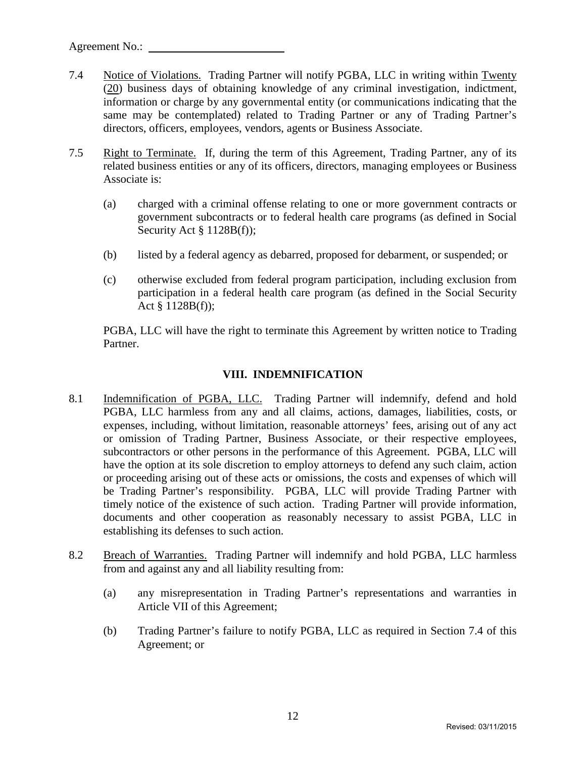Agreement No.: ______________________

7.4 Notice of Violations. Trading Partner will notify PGBA, LLC in writing within Twenty (20) business days of obtaining knowledge of any criminal investigation, indictment, information or charge by any governmental entity (or communications indicating that the same may be contemplated) related to Trading Partner or any of Trading Partner's directors, officers, employees, vendors, agents or Business Associate.

7.5 Right to Terminate. If, during the term of this Agreement, Trading Partner, any of its related business entities or any of its officers, directors, managing employees or Business Associate is:

(a) charged with a criminal offense relating to one or more government contracts or government subcontracts or to federal health care programs (as defined in Social Security Act § 1128B(f));

(b) listed by a federal agency as debarred, proposed for debarment, or suspended; or

(c) otherwise excluded from federal program participation, including exclusion from participation in a federal health care program (as defined in the Social Security Act § 1128B(f));

PGBA, LLC will have the right to terminate this Agreement by written notice to Trading Partner.

## VIII. INDEMNIFICATION

8.1 Indemnification of PGBA, LLC. Trading Partner will indemnify, defend and hold PGBA, LLC harmless from any and all claims, actions, damages, liabilities, costs, or expenses, including, without limitation, reasonable attorneys' fees, arising out of any act or omission of Trading Partner, Business Associate, or their respective employees, subcontractors or other persons in the performance of this Agreement. PGBA, LLC will have the option at its sole discretion to employ attorneys to defend any such claim, action or proceeding arising out of these acts or omissions, the costs and expenses of which will be Trading Partner's responsibility. PGBA, LLC will provide Trading Partner with timely notice of the existence of such action. Trading Partner will provide information, documents and other cooperation as reasonably necessary to assist PGBA, LLC in establishing its defenses to such action.

8.2 Breach of Warranties. Trading Partner will indemnify and hold PGBA, LLC harmless from and against any and all liability resulting from:

(a) any misrepresentation in Trading Partner's representations and warranties in Article VII of this Agreement;

(b) Trading Partner's failure to notify PGBA, LLC as required in Section 7.4 of this Agreement; or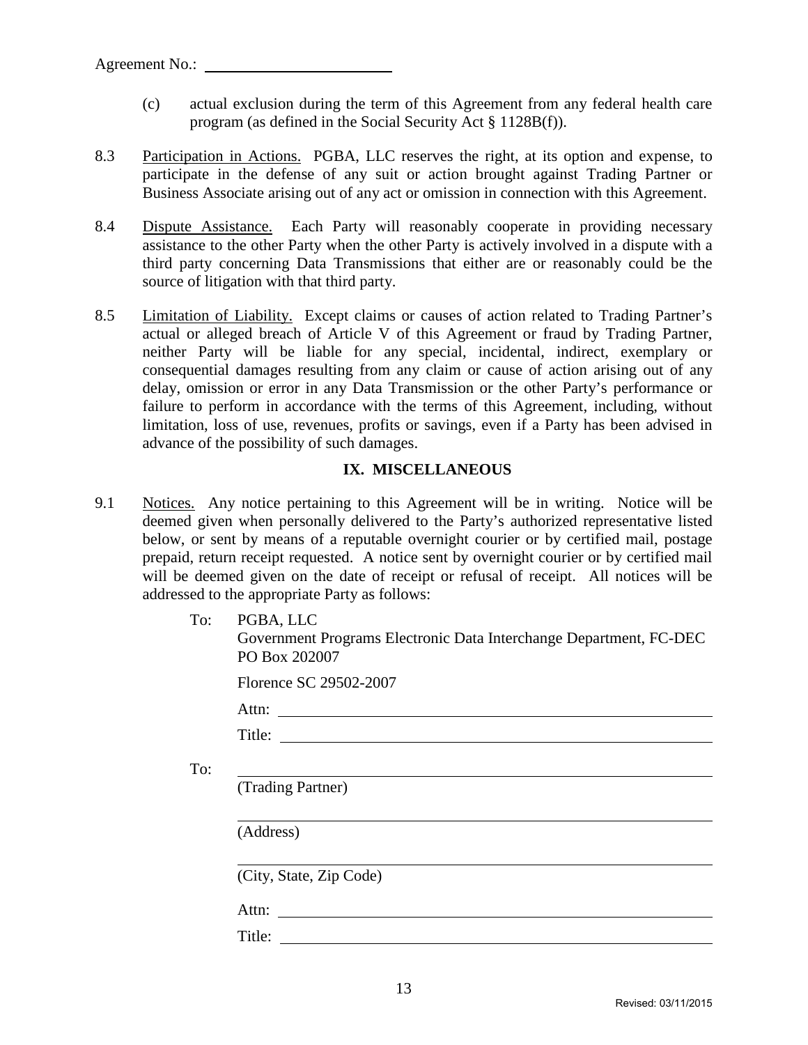Agreement No.: ________________________

(c) actual exclusion during the term of this Agreement from any federal health care program (as defined in the Social Security Act § 1128B(f)).

8.3 Participation in Actions. PGBA, LLC reserves the right, at its option and expense, to participate in the defense of any suit or action brought against Trading Partner or Business Associate arising out of any act or omission in connection with this Agreement.

8.4 Dispute Assistance. Each Party will reasonably cooperate in providing necessary assistance to the other Party when the other Party is actively involved in a dispute with a third party concerning Data Transmissions that either are or reasonably could be the source of litigation with that third party.

8.5 Limitation of Liability. Except claims or causes of action related to Trading Partner's actual or alleged breach of Article V of this Agreement or fraud by Trading Partner, neither Party will be liable for any special, incidental, indirect, exemplary or consequential damages resulting from any claim or cause of action arising out of any delay, omission or error in any Data Transmission or the other Party's performance or failure to perform in accordance with the terms of this Agreement, including, without limitation, loss of use, revenues, profits or savings, even if a Party has been advised in advance of the possibility of such damages.

## IX. MISCELLANEOUS

9.1 Notices. Any notice pertaining to this Agreement will be in writing. Notice will be deemed given when personally delivered to the Party's authorized representative listed below, or sent by means of a reputable overnight courier or by certified mail, postage prepaid, return receipt requested. A notice sent by overnight courier or by certified mail will be deemed given on the date of receipt or refusal of receipt. All notices will be addressed to the appropriate Party as follows:

To: PGBA, LLC
Government Programs Electronic Data Interchange Department, FC-DEC
PO Box 202007

Florence SC 29502-2007

Attn: ________________________________________

Title: ________________________________________

To: ________________________________________
(Trading Partner)

________________________________________
(Address)

________________________________________
(City, State, Zip Code)

Attn: ________________________________________

Title: ________________________________________

Revised: 03/11/2015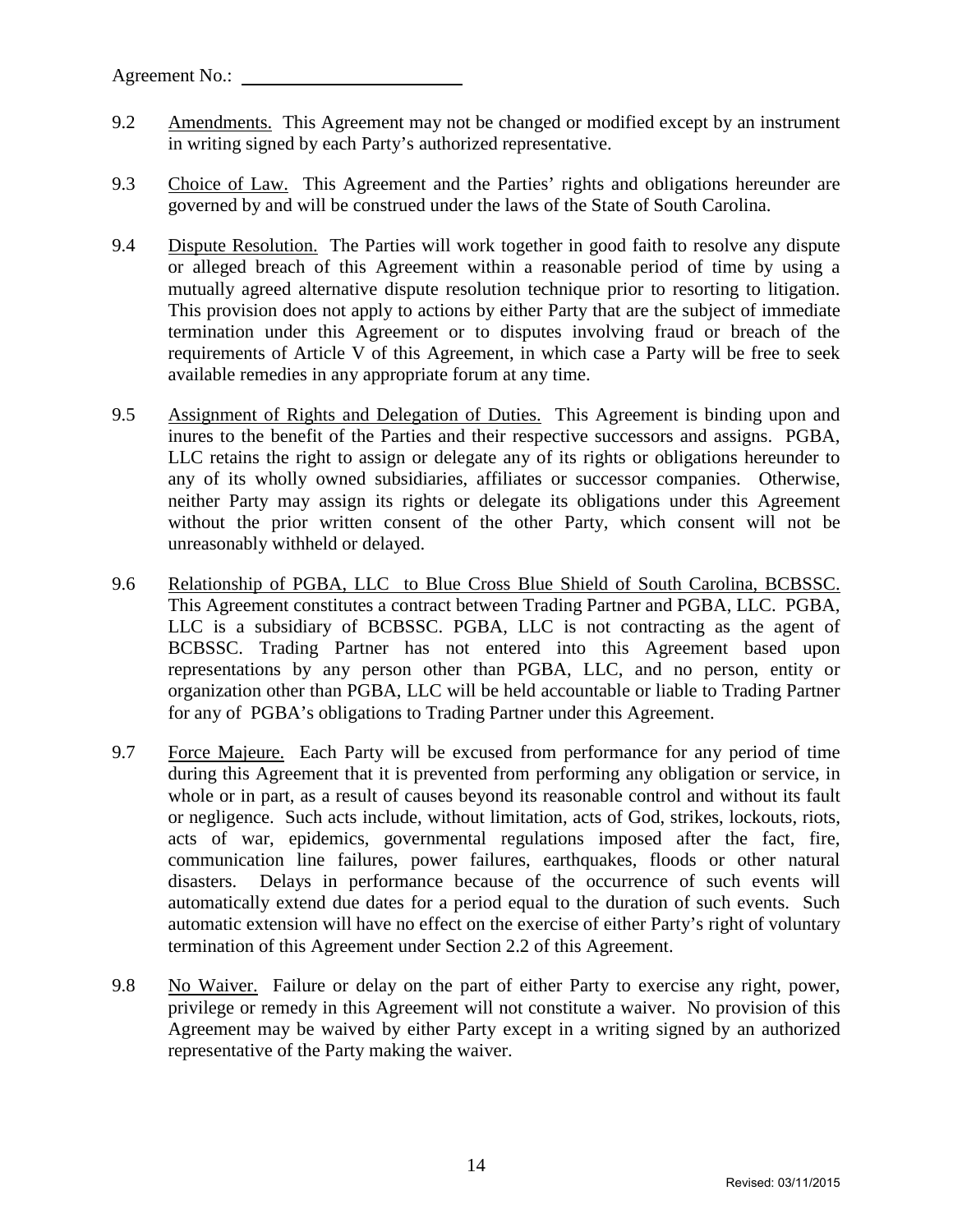Agreement No.: ________________________

9.2 Amendments. This Agreement may not be changed or modified except by an instrument in writing signed by each Party's authorized representative.

9.3 Choice of Law. This Agreement and the Parties' rights and obligations hereunder are governed by and will be construed under the laws of the State of South Carolina.

9.4 Dispute Resolution. The Parties will work together in good faith to resolve any dispute or alleged breach of this Agreement within a reasonable period of time by using a mutually agreed alternative dispute resolution technique prior to resorting to litigation. This provision does not apply to actions by either Party that are the subject of immediate termination under this Agreement or to disputes involving fraud or breach of the requirements of Article V of this Agreement, in which case a Party will be free to seek available remedies in any appropriate forum at any time.

9.5 Assignment of Rights and Delegation of Duties. This Agreement is binding upon and inures to the benefit of the Parties and their respective successors and assigns. PGBA, LLC retains the right to assign or delegate any of its rights or obligations hereunder to any of its wholly owned subsidiaries, affiliates or successor companies. Otherwise, neither Party may assign its rights or delegate its obligations under this Agreement without the prior written consent of the other Party, which consent will not be unreasonably withheld or delayed.

9.6 Relationship of PGBA, LLC to Blue Cross Blue Shield of South Carolina, BCBSSC. This Agreement constitutes a contract between Trading Partner and PGBA, LLC. PGBA, LLC is a subsidiary of BCBSSC. PGBA, LLC is not contracting as the agent of BCBSSC. Trading Partner has not entered into this Agreement based upon representations by any person other than PGBA, LLC, and no person, entity or organization other than PGBA, LLC will be held accountable or liable to Trading Partner for any of PGBA's obligations to Trading Partner under this Agreement.

9.7 Force Majeure. Each Party will be excused from performance for any period of time during this Agreement that it is prevented from performing any obligation or service, in whole or in part, as a result of causes beyond its reasonable control and without its fault or negligence. Such acts include, without limitation, acts of God, strikes, lockouts, riots, acts of war, epidemics, governmental regulations imposed after the fact, fire, communication line failures, power failures, earthquakes, floods or other natural disasters. Delays in performance because of the occurrence of such events will automatically extend due dates for a period equal to the duration of such events. Such automatic extension will have no effect on the exercise of either Party's right of voluntary termination of this Agreement under Section 2.2 of this Agreement.

9.8 No Waiver. Failure or delay on the part of either Party to exercise any right, power, privilege or remedy in this Agreement will not constitute a waiver. No provision of this Agreement may be waived by either Party except in a writing signed by an authorized representative of the Party making the waiver.

Revised: 03/11/2015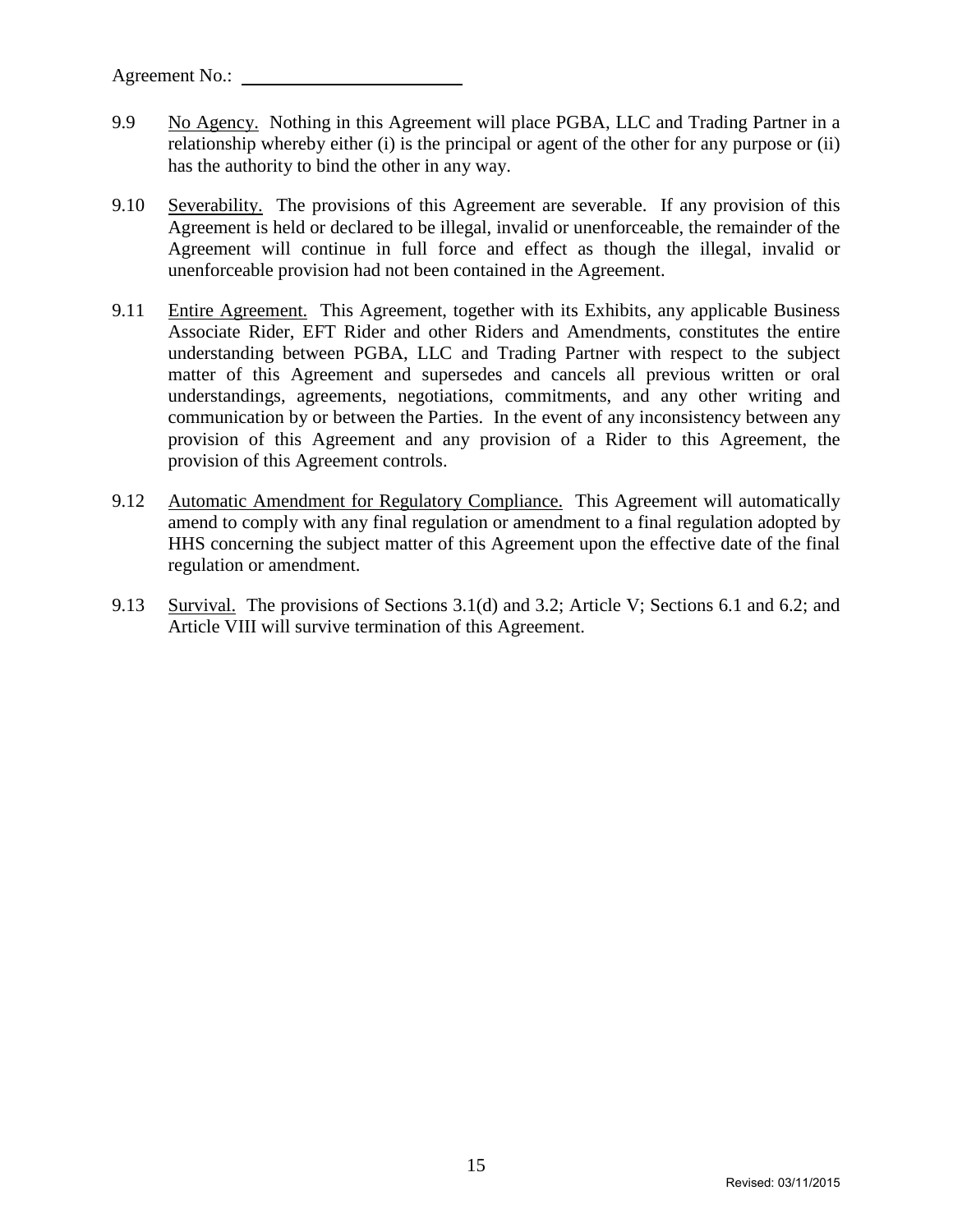Agreement No.: ________________________

9.9 No Agency. Nothing in this Agreement will place PGBA, LLC and Trading Partner in a relationship whereby either (i) is the principal or agent of the other for any purpose or (ii) has the authority to bind the other in any way.

9.10 Severability. The provisions of this Agreement are severable. If any provision of this Agreement is held or declared to be illegal, invalid or unenforceable, the remainder of the Agreement will continue in full force and effect as though the illegal, invalid or unenforceable provision had not been contained in the Agreement.

9.11 Entire Agreement. This Agreement, together with its Exhibits, any applicable Business Associate Rider, EFT Rider and other Riders and Amendments, constitutes the entire understanding between PGBA, LLC and Trading Partner with respect to the subject matter of this Agreement and supersedes and cancels all previous written or oral understandings, agreements, negotiations, commitments, and any other writing and communication by or between the Parties. In the event of any inconsistency between any provision of this Agreement and any provision of a Rider to this Agreement, the provision of this Agreement controls.

9.12 Automatic Amendment for Regulatory Compliance. This Agreement will automatically amend to comply with any final regulation or amendment to a final regulation adopted by HHS concerning the subject matter of this Agreement upon the effective date of the final regulation or amendment.

9.13 Survival. The provisions of Sections 3.1(d) and 3.2; Article V; Sections 6.1 and 6.2; and Article VIII will survive termination of this Agreement.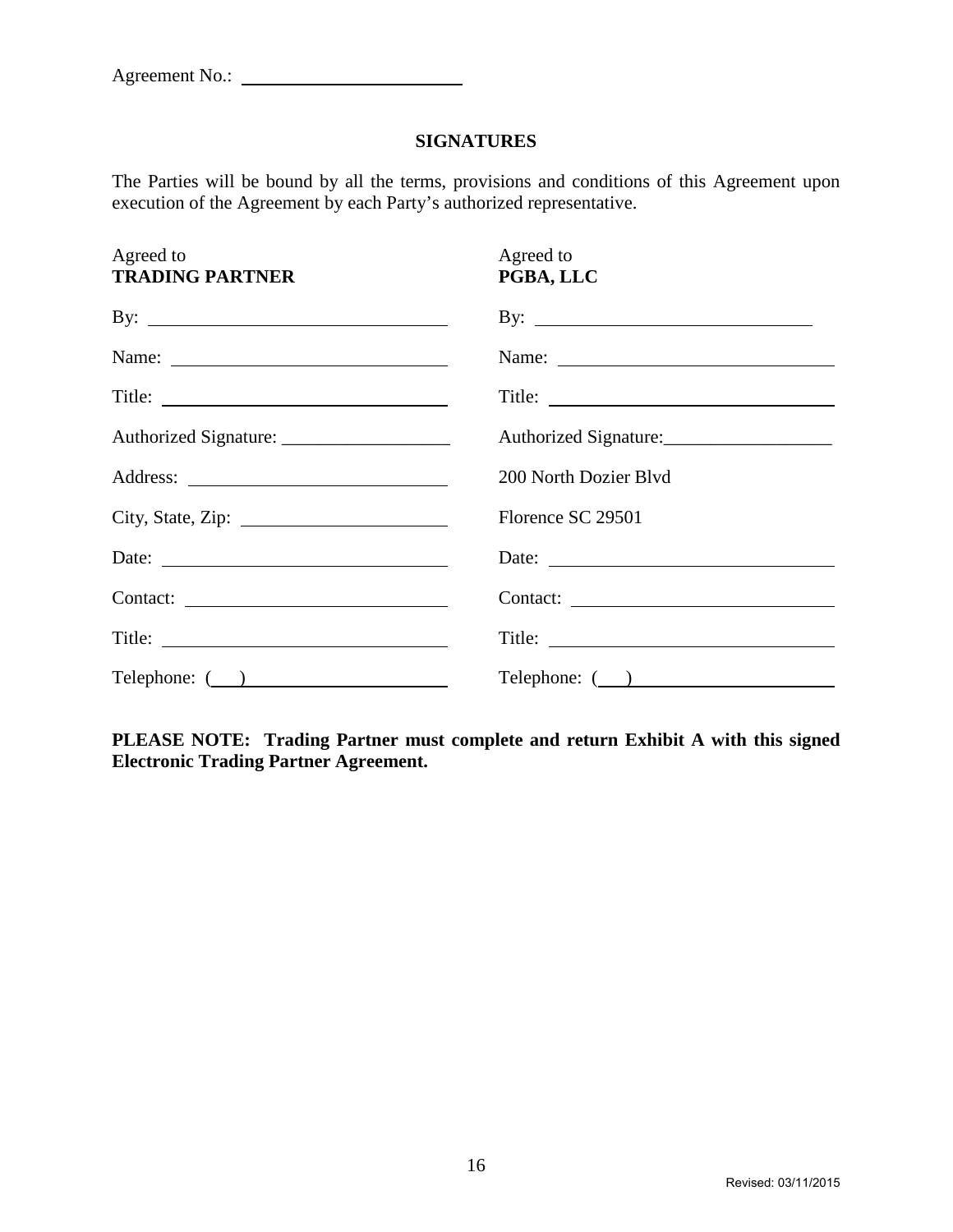Agreement No.: \_\_\_\_\_\_\_\_\_\_\_\_\_\_\_\_\_\_\_\_\_\_\_\_

## SIGNATURES

The Parties will be bound by all the terms, provisions and conditions of this Agreement upon execution of the Agreement by each Party's authorized representative.

| Agreed to<br>**TRADING PARTNER** | Agreed to<br>**PGBA, LLC** |
|---|---|
| By: \_\_\_\_\_\_\_\_\_\_\_\_\_\_\_\_\_\_\_\_\_\_\_\_\_\_\_\_\_\_ | By: \_\_\_\_\_\_\_\_\_\_\_\_\_\_\_\_\_\_\_\_\_\_\_\_\_\_\_\_\_\_ |
| Name: \_\_\_\_\_\_\_\_\_\_\_\_\_\_\_\_\_\_\_\_\_\_\_\_\_\_\_\_ | Name: \_\_\_\_\_\_\_\_\_\_\_\_\_\_\_\_\_\_\_\_\_\_\_\_\_\_\_\_ |
| Title: \_\_\_\_\_\_\_\_\_\_\_\_\_\_\_\_\_\_\_\_\_\_\_\_\_\_\_\_\_ | Title: \_\_\_\_\_\_\_\_\_\_\_\_\_\_\_\_\_\_\_\_\_\_\_\_\_\_\_\_\_ |
| Authorized Signature: \_\_\_\_\_\_\_\_\_\_\_\_\_\_\_\_\_\_ | Authorized Signature: \_\_\_\_\_\_\_\_\_\_\_\_\_\_\_\_\_\_ |
| Address: \_\_\_\_\_\_\_\_\_\_\_\_\_\_\_\_\_\_\_\_\_\_\_\_\_\_ | 200 North Dozier Blvd |
| City, State, Zip: \_\_\_\_\_\_\_\_\_\_\_\_\_\_\_\_\_\_\_\_\_ | Florence SC 29501 |
| Date: \_\_\_\_\_\_\_\_\_\_\_\_\_\_\_\_\_\_\_\_\_\_\_\_\_\_\_\_\_ | Date: \_\_\_\_\_\_\_\_\_\_\_\_\_\_\_\_\_\_\_\_\_\_\_\_\_\_\_\_\_ |
| Contact: \_\_\_\_\_\_\_\_\_\_\_\_\_\_\_\_\_\_\_\_\_\_\_\_\_\_ | Contact: \_\_\_\_\_\_\_\_\_\_\_\_\_\_\_\_\_\_\_\_\_\_\_\_\_\_ |
| Title: \_\_\_\_\_\_\_\_\_\_\_\_\_\_\_\_\_\_\_\_\_\_\_\_\_\_\_\_\_ | Title: \_\_\_\_\_\_\_\_\_\_\_\_\_\_\_\_\_\_\_\_\_\_\_\_\_\_\_\_\_ |
| Telephone: (\_\_\_) \_\_\_\_\_\_\_\_\_\_\_\_\_\_\_\_\_\_\_\_ | Telephone: (\_\_\_) \_\_\_\_\_\_\_\_\_\_\_\_\_\_\_\_\_\_\_\_ |

**PLEASE NOTE: Trading Partner must complete and return Exhibit A with this signed Electronic Trading Partner Agreement.**

Revised: 03/11/2015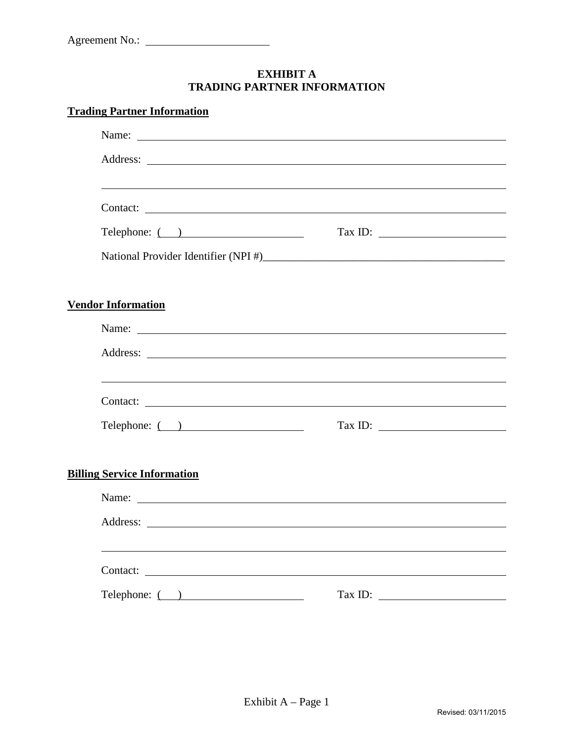Agreement No.: ______________________

# EXHIBIT A
# TRADING PARTNER INFORMATION

**Trading Partner Information**

Name: ____________________________________________

Address: __________________________________________

___________________________________________________

Contact: __________________________________________

Telephone: ( ) ____________________ Tax ID: ____________________

National Provider Identifier (NPI #)____________________________________

**Vendor Information**

Name: ____________________________________________

Address: __________________________________________

___________________________________________________

Contact: __________________________________________

Telephone: ( ) ____________________ Tax ID: ____________________

**Billing Service Information**

Name: ____________________________________________

Address: __________________________________________

___________________________________________________

Contact: __________________________________________

Telephone: ( ) ____________________ Tax ID: ____________________

Revised: 03/11/2015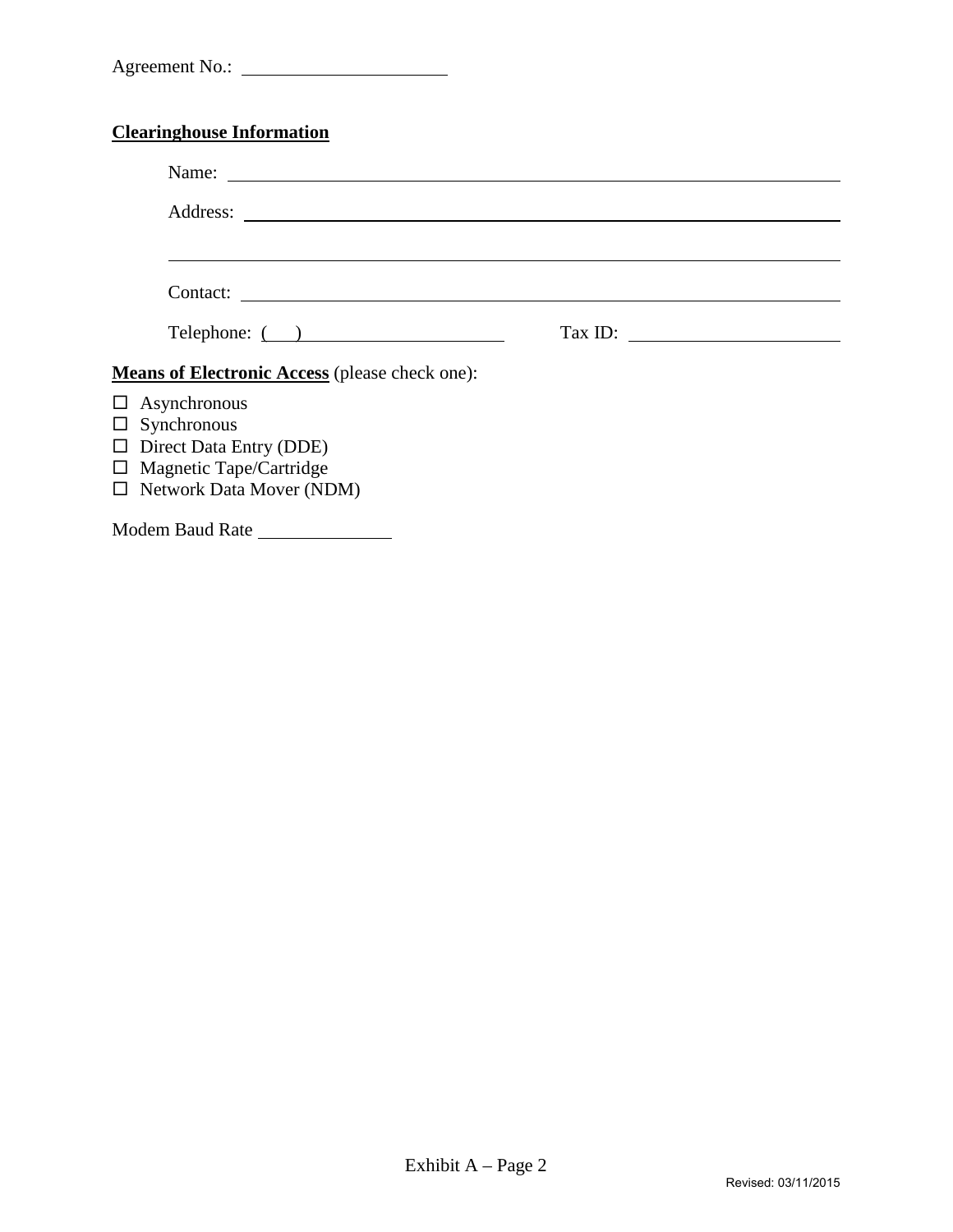Agreement No.: ______________________

**Clearinghouse Information**

Name: ______________________________________________________________

Address: ____________________________________________________________

____________________________________________________________________

Contact: _____________________________________________________________

Telephone: (    ) ______________________ Tax ID: ______________________

**Means of Electronic Access** (please check one):

- ☐ Asynchronous
- ☐ Synchronous
- ☐ Direct Data Entry (DDE)
- ☐ Magnetic Tape/Cartridge
- ☐ Network Data Mover (NDM)

Modem Baud Rate ______________

Exhibit A – Page 2

Revised: 03/11/2015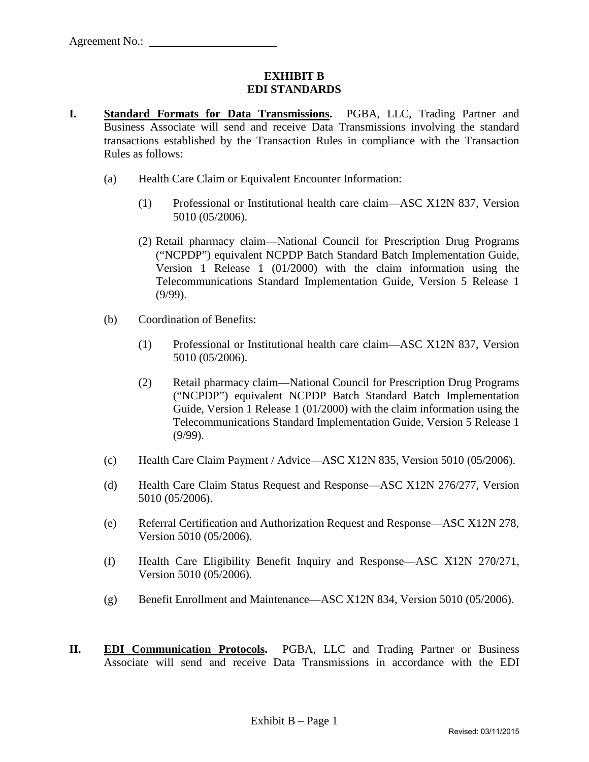Agreement No.: ______________________

# EXHIBIT B
# EDI STANDARDS

**I. Standard Formats for Data Transmissions.** PGBA, LLC, Trading Partner and Business Associate will send and receive Data Transmissions involving the standard transactions established by the Transaction Rules in compliance with the Transaction Rules as follows:

(a) Health Care Claim or Equivalent Encounter Information:

(1) Professional or Institutional health care claim—ASC X12N 837, Version 5010 (05/2006).

(2) Retail pharmacy claim—National Council for Prescription Drug Programs ("NCPDP") equivalent NCPDP Batch Standard Batch Implementation Guide, Version 1 Release 1 (01/2000) with the claim information using the Telecommunications Standard Implementation Guide, Version 5 Release 1 (9/99).

(b) Coordination of Benefits:

(1) Professional or Institutional health care claim—ASC X12N 837, Version 5010 (05/2006).

(2) Retail pharmacy claim—National Council for Prescription Drug Programs ("NCPDP") equivalent NCPDP Batch Standard Batch Implementation Guide, Version 1 Release 1 (01/2000) with the claim information using the Telecommunications Standard Implementation Guide, Version 5 Release 1 (9/99).

(c) Health Care Claim Payment / Advice—ASC X12N 835, Version 5010 (05/2006).

(d) Health Care Claim Status Request and Response—ASC X12N 276/277, Version 5010 (05/2006).

(e) Referral Certification and Authorization Request and Response—ASC X12N 278, Version 5010 (05/2006).

(f) Health Care Eligibility Benefit Inquiry and Response—ASC X12N 270/271, Version 5010 (05/2006).

(g) Benefit Enrollment and Maintenance—ASC X12N 834, Version 5010 (05/2006).

**II. EDI Communication Protocols.** PGBA, LLC and Trading Partner or Business Associate will send and receive Data Transmissions in accordance with the EDI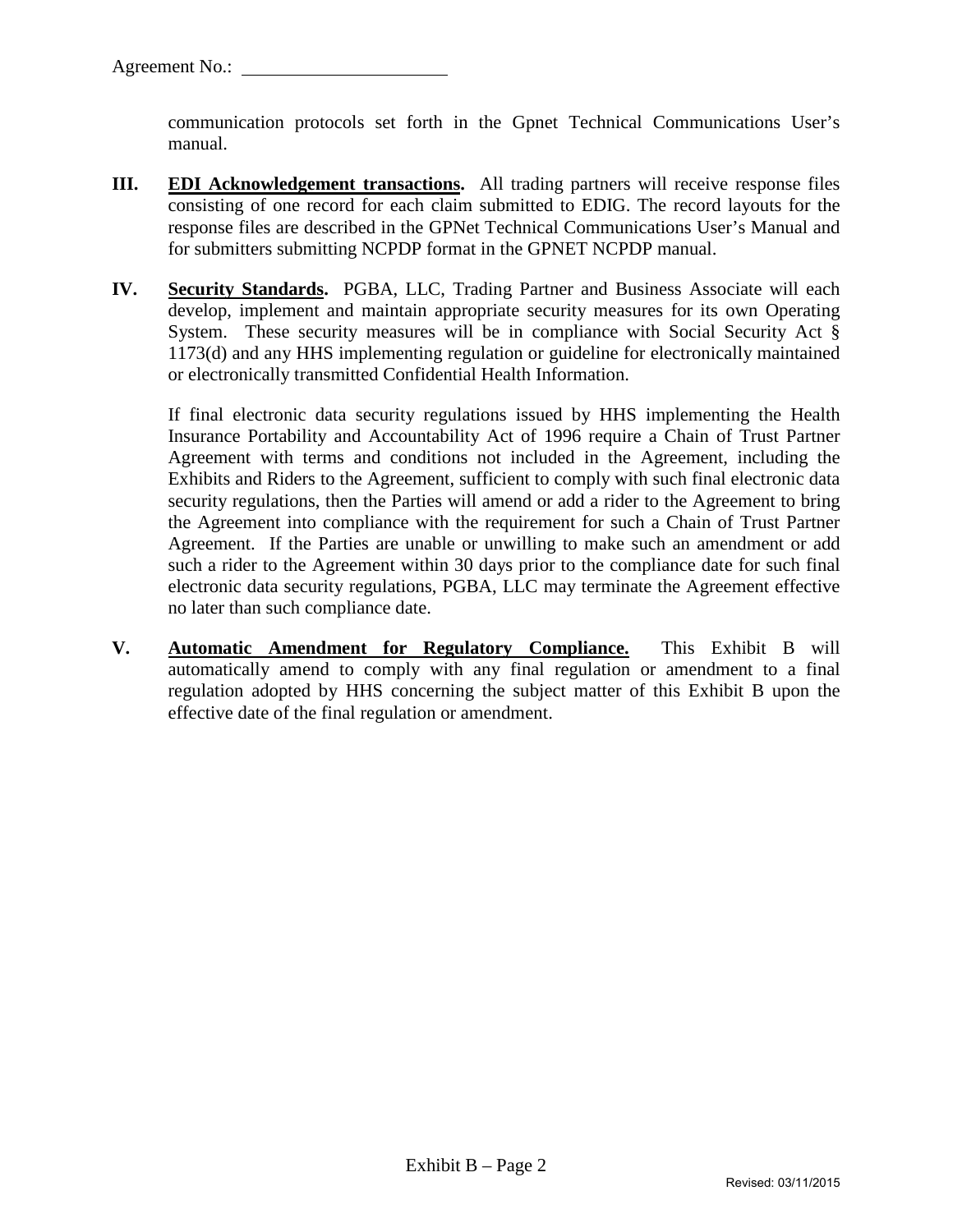communication protocols set forth in the Gpnet Technical Communications User's manual.

**III.** **<u>EDI Acknowledgement transactions</u>.** All trading partners will receive response files consisting of one record for each claim submitted to EDIG. The record layouts for the response files are described in the GPNet Technical Communications User's Manual and for submitters submitting NCPDP format in the GPNET NCPDP manual.

**IV.** **<u>Security Standards</u>.** PGBA, LLC, Trading Partner and Business Associate will each develop, implement and maintain appropriate security measures for its own Operating System. These security measures will be in compliance with Social Security Act § 1173(d) and any HHS implementing regulation or guideline for electronically maintained or electronically transmitted Confidential Health Information.

If final electronic data security regulations issued by HHS implementing the Health Insurance Portability and Accountability Act of 1996 require a Chain of Trust Partner Agreement with terms and conditions not included in the Agreement, including the Exhibits and Riders to the Agreement, sufficient to comply with such final electronic data security regulations, then the Parties will amend or add a rider to the Agreement to bring the Agreement into compliance with the requirement for such a Chain of Trust Partner Agreement. If the Parties are unable or unwilling to make such an amendment or add such a rider to the Agreement within 30 days prior to the compliance date for such final electronic data security regulations, PGBA, LLC may terminate the Agreement effective no later than such compliance date.

**V.** **<u>Automatic Amendment for Regulatory Compliance.</u>** This Exhibit B will automatically amend to comply with any final regulation or amendment to a final regulation adopted by HHS concerning the subject matter of this Exhibit B upon the effective date of the final regulation or amendment.